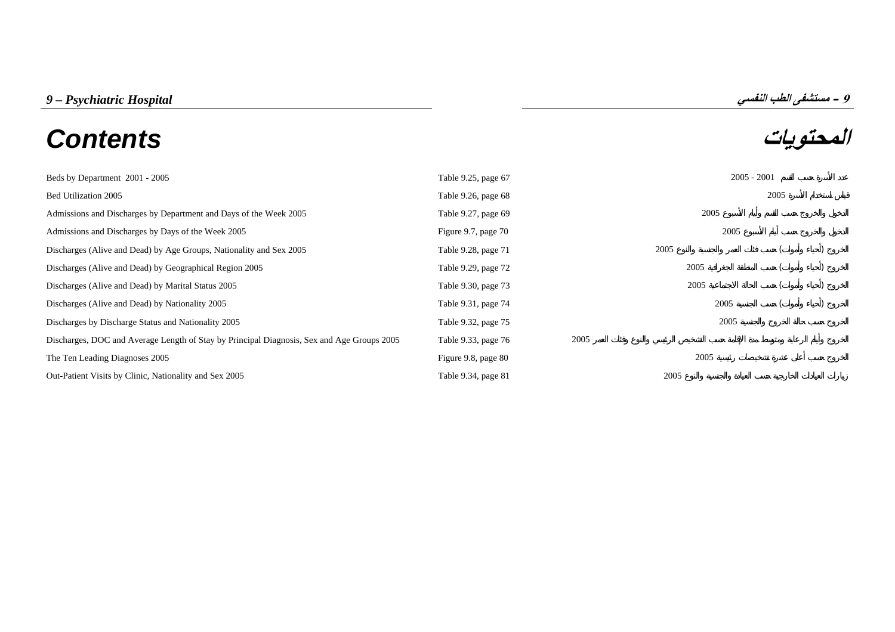# 9 – Psychiatric Hospital

# 9 – مستشفى الطب النفسي

## Contents

## المحتويات

| | | |
|---|---|---|
| Beds by Department 2001 - 2005 | Table 9.25, page 67 | عدد الأسرة حسب القسم 2001 - 2005 |
| Bed Utilization 2005 | Table 9.26, page 68 | قياس استخدام الأسرة 2005 |
| Admissions and Discharges by Department and Days of the Week 2005 | Table 9.27, page 69 | الدخول والخروج حسب القسم وأيام الأسبوع 2005 |
| Admissions and Discharges by Days of the Week 2005 | Figure 9.7, page 70 | الدخول والخروج حسب أيام الأسبوع 2005 |
| Discharges (Alive and Dead) by Age Groups, Nationality and Sex 2005 | Table 9.28, page 71 | الخروج (أحياء وأموات) حسب فئات العمر والجنسية والنوع 2005 |
| Discharges (Alive and Dead) by Geographical Region 2005 | Table 9.29, page 72 | الخروج (أحياء وأموات) حسب المنطقة الجغرافية 2005 |
| Discharges (Alive and Dead) by Marital Status 2005 | Table 9.30, page 73 | الخروج (أحياء وأموات) حسب الحالة الاجتماعية 2005 |
| Discharges (Alive and Dead) by Nationality 2005 | Table 9.31, page 74 | الخروج (أحياء وأموات) حسب الجنسية 2005 |
| Discharges by Discharge Status and Nationality 2005 | Table 9.32, page 75 | الخروج حسب حالة الخروج والجنسية 2005 |
| Discharges, DOC and Average Length of Stay by Principal Diagnosis, Sex and Age Groups 2005 | Table 9.33, page 76 | الخروج وأيام الرعاية ومتوسط مدة الإقامة حسب التشخيص الرئيسي والنوع وفئات العمر 2005 |
| The Ten Leading Diagnoses 2005 | Figure 9.8, page 80 | الخروج حسب أعلى عشرة تشخيصات رئيسية 2005 |
| Out-Patient Visits by Clinic, Nationality and Sex 2005 | Table 9.34, page 81 | زيارات العيادات الخارجية حسب العيادة والجنسية والنوع 2005 |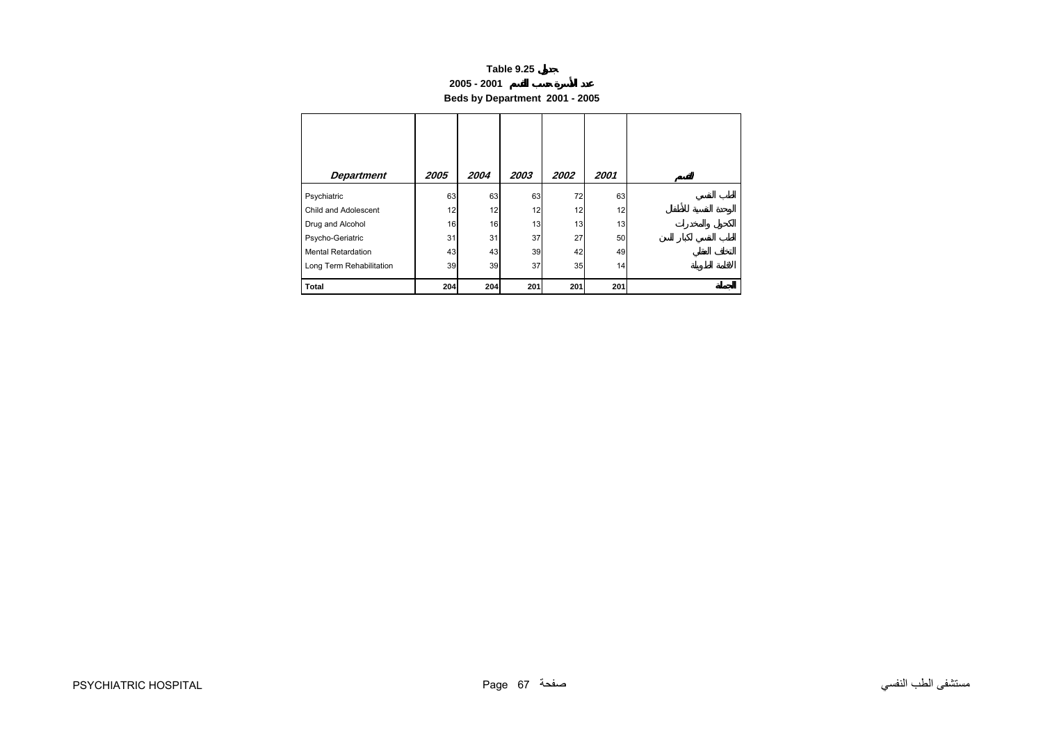# Table 9.25 جدول

## عدد الأسرة حسب القسم 2001 - 2005

## Beds by Department 2001 - 2005

| Department | 2005 | 2004 | 2003 | 2002 | 2001 | القسم |
|---|---|---|---|---|---|---|
| Psychiatric | 63 | 63 | 63 | 72 | 63 | الطب النفسي |
| Child and Adolescent | 12 | 12 | 12 | 12 | 12 | الوحدة النفسية للأطفال |
| Drug and Alcohol | 16 | 16 | 13 | 13 | 13 | الكحول والمخدرات |
| Psycho-Geriatric | 31 | 31 | 37 | 27 | 50 | الطب النفسي لكبار السن |
| Mental Retardation | 43 | 43 | 39 | 42 | 49 | التخلف العقلي |
| Long Term Rehabilitation | 39 | 39 | 37 | 35 | 14 | الاقامة الطويلة |
| **Total** | **204** | **204** | **201** | **201** | **201** | **الجملة** |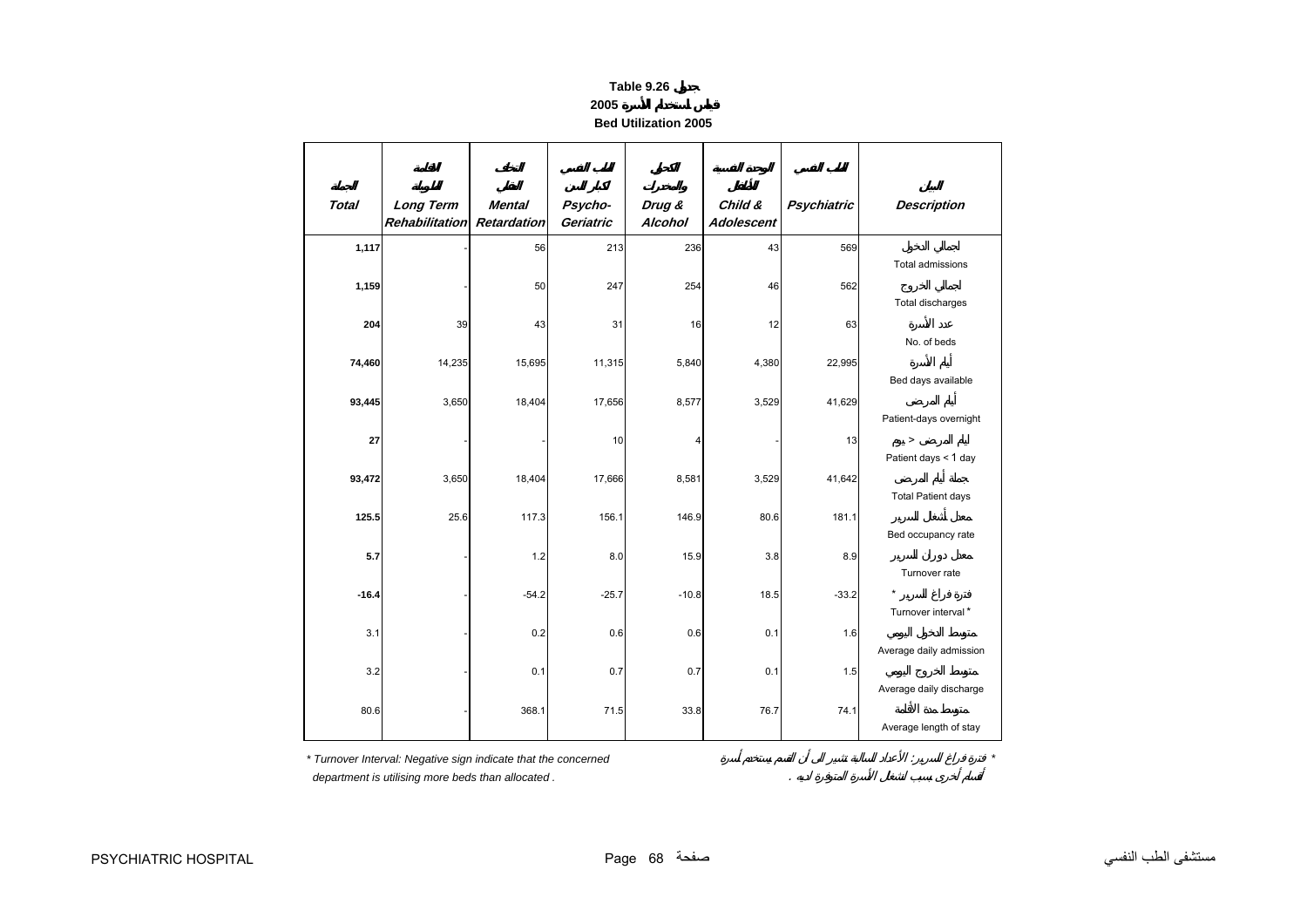# Table 9.26 جدول

## 2005 قياس استخدام الأسرة

## Bed Utilization 2005

| الجملة<br>Total | التأهيل الطويلة<br>Long Term Rehabilitation | التخلف العقلي<br>Mental Retardation | الطب النفسي لكبار السن<br>Psycho-Geriatric | الكحول والمخدرات<br>Drug & Alcohol | الوحدة النفسية للأطفال<br>Child & Adolescent | الطب النفسي<br>Psychiatric | البيان<br>Description |
|---|---|---|---|---|---|---|---|
| **1,117** | - | 56 | 213 | 236 | 43 | 569 | اجمالي الدخول<br>Total admissions |
| **1,159** | - | 50 | 247 | 254 | 46 | 562 | اجمالي الخروج<br>Total discharges |
| **204** | 39 | 43 | 31 | 16 | 12 | 63 | عدد الأسرة<br>No. of beds |
| **74,460** | 14,235 | 15,695 | 11,315 | 5,840 | 4,380 | 22,995 | أيام الأسرة<br>Bed days available |
| **93,445** | 3,650 | 18,404 | 17,656 | 8,577 | 3,529 | 41,629 | أيام المرضى<br>Patient-days overnight |
| **27** | - | - | 10 | 4 | - | 13 | أيام المرضى < يوم<br>Patient days < 1 day |
| **93,472** | 3,650 | 18,404 | 17,666 | 8,581 | 3,529 | 41,642 | جملة أيام المرضى<br>Total Patient days |
| **125.5** | 25.6 | 117.3 | 156.1 | 146.9 | 80.6 | 181.1 | معدل أشغال السرير<br>Bed occupancy rate |
| **5.7** | - | 1.2 | 8.0 | 15.9 | 3.8 | 8.9 | معدل دوران السرير<br>Turnover rate |
| **-16.4** | - | -54.2 | -25.7 | -10.8 | 18.5 | -33.2 | فترة فراغ السرير *<br>Turnover interval * |
| 3.1 | - | 0.2 | 0.6 | 0.6 | 0.1 | 1.6 | متوسط الدخول اليومي<br>Average daily admission |
| 3.2 | - | 0.1 | 0.7 | 0.7 | 0.1 | 1.5 | متوسط الخروج اليومي<br>Average daily discharge |
| 80.6 | - | 368.1 | 71.5 | 33.8 | 76.7 | 74.1 | متوسط مدة الأقامة<br>Average length of stay |

*\* Turnover Interval: Negative sign indicate that the concerned department is utilising more beds than allocated .*

\* فترة فراغ السرير: الأعداد السالبة تشير الى أن القسم يستخدم أسرة أقسام أخرى بسبب اشغال الأسرة المتوفرة لديه .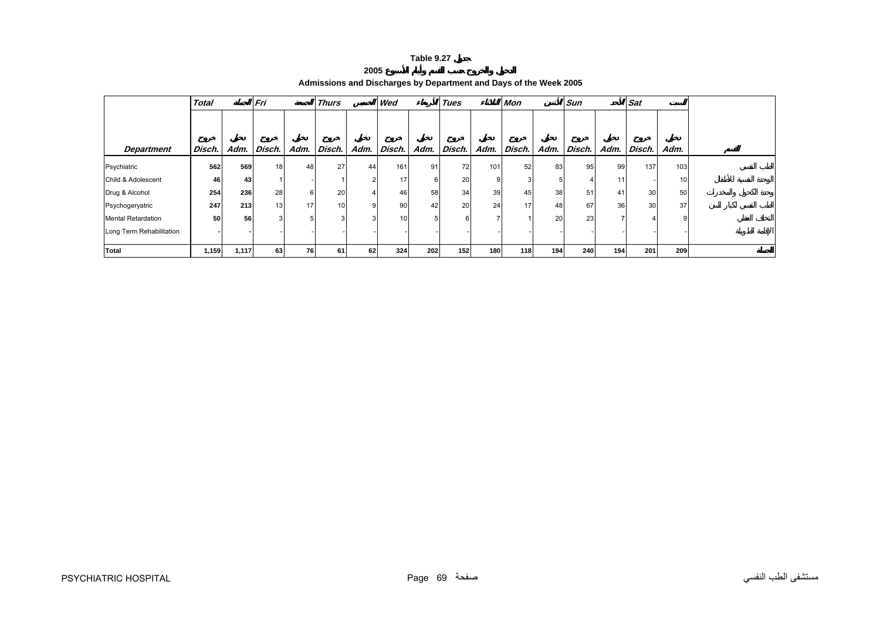**Table 9.27 جدول**

**2005 الدخول والخروج حسب القسم وأيام الأسبوع**

**Admissions and Discharges by Department and Days of the Week 2005**

| | Total الجملة | | Fri الجمعة | | Thurs الخميس | | Wed الأربعاء | | Tues الثلاثاء | | Mon الأثنين | | Sun الأحد | | Sat السبت | | |
|---|---|---|---|---|---|---|---|---|---|---|---|---|---|---|---|---|---|
| **Department** | خروج Disch. | دخول Adm. | خروج Disch. | دخول Adm. | خروج Disch. | دخول Adm. | خروج Disch. | دخول Adm. | خروج Disch. | دخول Adm. | خروج Disch. | دخول Adm. | خروج Disch. | دخول Adm. | خروج Disch. | دخول Adm. | القسم |
| Psychiatric | **562** | **569** | 18 | 48 | 27 | 44 | 161 | 91 | 72 | 101 | 52 | 83 | 95 | 99 | 137 | 103 | الطب النفسي |
| Child & Adolescent | **46** | **43** | 1 | - | 1 | 2 | 17 | 6 | 20 | 9 | 3 | 5 | 4 | 11 | - | 10 | الوحدة النفسية للأطفال |
| Drug & Alcohol | **254** | **236** | 28 | 6 | 20 | 4 | 46 | 58 | 34 | 39 | 45 | 38 | 51 | 41 | 30 | 50 | وحدة الكحول والمخدرات |
| Psychogeryatric | **247** | **213** | 13 | 17 | 10 | 9 | 90 | 42 | 20 | 24 | 17 | 48 | 67 | 36 | 30 | 37 | الطب النفسي لكبار السن |
| Mental Retardation | **50** | **56** | 3 | 5 | 3 | 3 | 10 | 5 | 6 | 7 | 1 | 20 | 23 | 7 | 4 | 9 | التخلف العقلي |
| Long Term Rehabilitation | **-** | **-** | - | - | - | - | - | - | - | - | - | - | - | - | - | - | الإقامة الطويلة |
| **Total** | **1,159** | **1,117** | **63** | **76** | **61** | **62** | **324** | **202** | **152** | **180** | **118** | **194** | **240** | **194** | **201** | **209** | **الجملة** |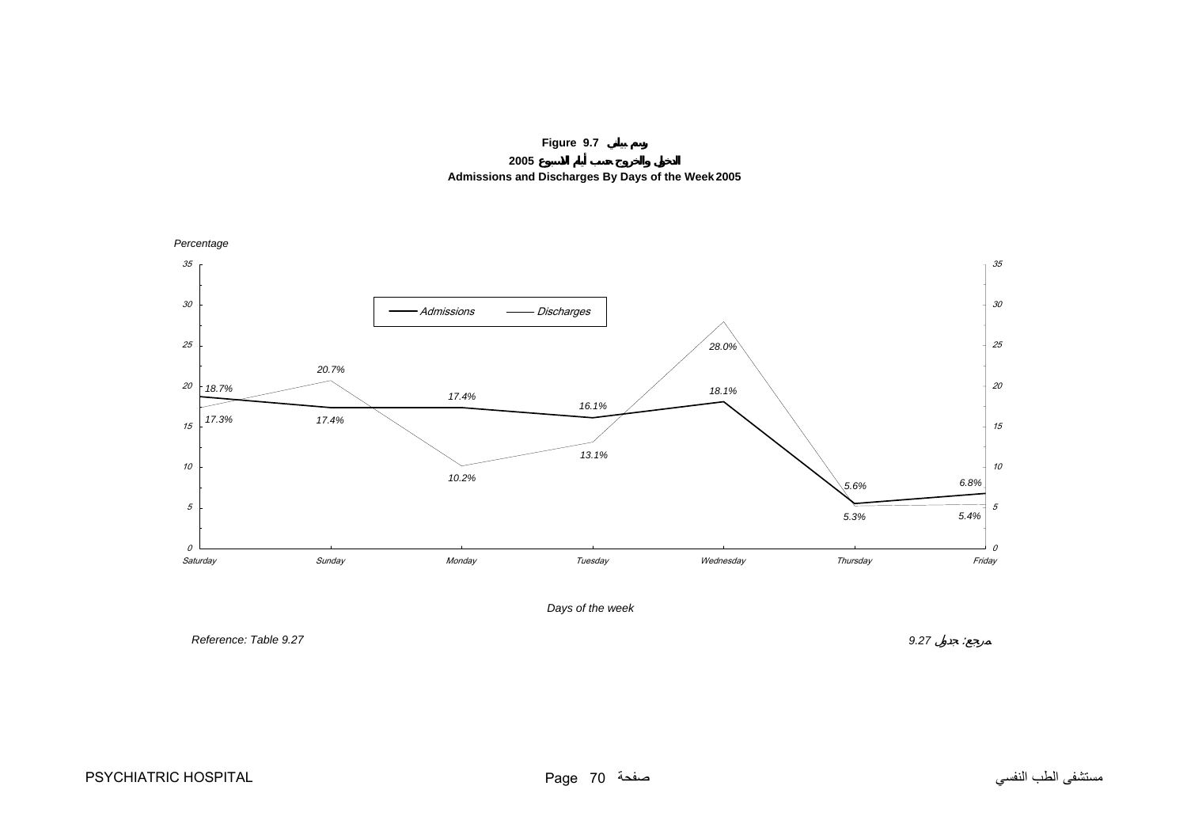**Figure 9.7 رسم بياني**

**الدخول والخروج حسب أيام الاسبوع 2005**

**Admissions and Discharges By Days of the Week 2005**

*Percentage*

| Days of the week | Admissions | Discharges |
|---|---|---|
| Saturday | 18.7% | 17.3% |
| Sunday | 17.4% | 20.7% |
| Monday | 17.4% | 10.2% |
| Tuesday | 16.1% | 13.1% |
| Wednesday | 18.1% | 28.0% |
| Thursday | 5.6% | 5.3% |
| Friday | 6.8% | 5.4% |

*Days of the week*

*Reference: Table 9.27*

مرجع: جدول *9.27*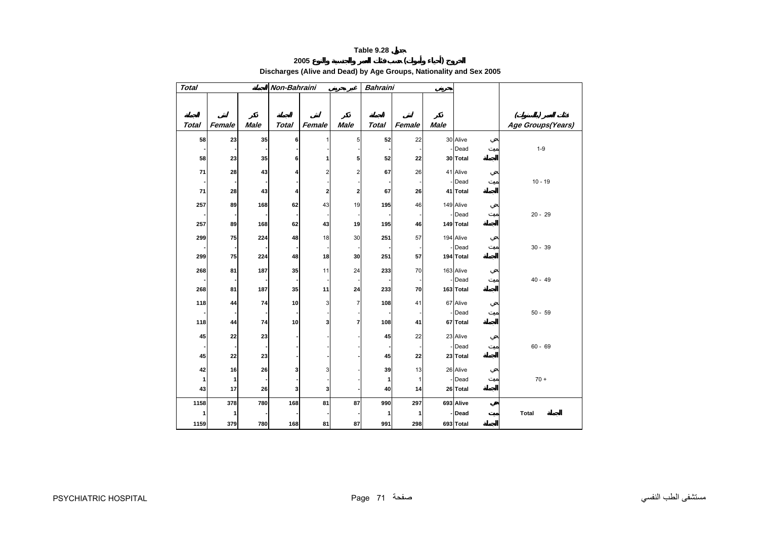# Table 9.28 جدول

## الخروج (أحياء وأموات) حسب فئات العمر والجنسية والنوع 2005

## Discharges (Alive and Dead) by Age Groups, Nationality and Sex 2005

| Total الجملة | | | Non-Bahraini غير بحريني | | | Bahraini بحريني | | | | | |
|---|---|---|---|---|---|---|---|---|---|---|---|
| الجملة Total | أنثى Female | ذكر Male | الجملة Total | أنثى Female | ذكر Male | الجملة Total | أنثى Female | ذكر Male | | | فئات العمر (بالسنوات) Age Groups(Years) |
| 58 | 23 | 35 | 6 | 1 | 5 | 52 | 22 | 30 | Alive | حي | 1-9 |
| - | - | - | - | - | - | - | - | - | Dead | ميت | |
| 58 | 23 | 35 | 6 | 1 | 5 | 52 | 22 | 30 | Total | الجملة | |
| 71 | 28 | 43 | 4 | 2 | 2 | 67 | 26 | 41 | Alive | حي | 10 - 19 |
| - | - | - | - | - | - | - | - | - | Dead | ميت | |
| 71 | 28 | 43 | 4 | 2 | 2 | 67 | 26 | 41 | Total | الجملة | |
| 257 | 89 | 168 | 62 | 43 | 19 | 195 | 46 | 149 | Alive | حي | 20 - 29 |
| - | - | - | - | - | - | - | - | - | Dead | ميت | |
| 257 | 89 | 168 | 62 | 43 | 19 | 195 | 46 | 149 | Total | الجملة | |
| 299 | 75 | 224 | 48 | 18 | 30 | 251 | 57 | 194 | Alive | حي | 30 - 39 |
| - | - | - | - | - | - | - | - | - | Dead | ميت | |
| 299 | 75 | 224 | 48 | 18 | 30 | 251 | 57 | 194 | Total | الجملة | |
| 268 | 81 | 187 | 35 | 11 | 24 | 233 | 70 | 163 | Alive | حي | 40 - 49 |
| - | - | - | - | - | - | - | - | - | Dead | ميت | |
| 268 | 81 | 187 | 35 | 11 | 24 | 233 | 70 | 163 | Total | الجملة | |
| 118 | 44 | 74 | 10 | 3 | 7 | 108 | 41 | 67 | Alive | حي | 50 - 59 |
| - | - | - | - | - | - | - | - | - | Dead | ميت | |
| 118 | 44 | 74 | 10 | 3 | 7 | 108 | 41 | 67 | Total | الجملة | |
| 45 | 22 | 23 | - | - | - | 45 | 22 | 23 | Alive | حي | 60 - 69 |
| - | - | - | - | - | - | - | - | - | Dead | ميت | |
| 45 | 22 | 23 | - | - | - | 45 | 22 | 23 | Total | الجملة | |
| 42 | 16 | 26 | 3 | 3 | - | 39 | 13 | 26 | Alive | حي | 70 + |
| 1 | 1 | - | - | - | - | 1 | 1 | - | Dead | ميت | |
| 43 | 17 | 26 | 3 | 3 | - | 40 | 14 | 26 | Total | الجملة | |
| 1158 | 378 | 780 | 168 | 81 | 87 | 990 | 297 | 693 | Alive | حي | Total الجملة |
| 1 | 1 | - | - | - | - | 1 | 1 | - | Dead | ميت | |
| 1159 | 379 | 780 | 168 | 81 | 87 | 991 | 298 | 693 | Total | الجملة | |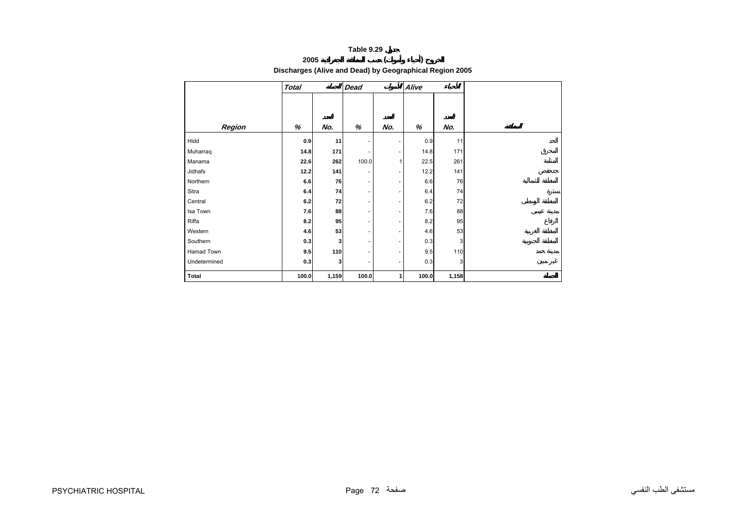**Table 9.29 جدول**

**2005 الخروج (أحياء وأموات) حسب المنطقة الجغرافية**

**Discharges (Alive and Dead) by Geographical Region 2005**

| | *Total* | *الجملة* | *Dead* | *الأموات* | *Alive* | *الأحياء* | |
|---|---|---|---|---|---|---|---|
| ***Region*** | ***%*** | ***No.*** العدد | ***%*** | ***No.*** العدد | ***%*** | ***No.*** العدد | ***المنطقة*** |
| Hidd | **0.9** | **11** | - | - | 0.9 | 11 | الحد |
| Muharraq | **14.8** | **171** | - | - | 14.8 | 171 | المحرق |
| Manama | **22.6** | **262** | 100.0 | 1 | 22.5 | 261 | المنامة |
| Jidhafs | **12.2** | **141** | - | - | 12.2 | 141 | جدحفص |
| Northern | **6.6** | **76** | - | - | 6.6 | 76 | المنطقة الشمالية |
| Sitra | **6.4** | **74** | - | - | 6.4 | 74 | سترة |
| Central | **6.2** | **72** | - | - | 6.2 | 72 | المنطقة الوسطى |
| Isa Town | **7.6** | **88** | - | - | 7.6 | 88 | مدينة عيسى |
| Riffa | **8.2** | **95** | - | - | 8.2 | 95 | الرفاع |
| Western | **4.6** | **53** | - | - | 4.6 | 53 | المنطقة الغربية |
| Southern | **0.3** | **3** | - | - | 0.3 | 3 | المنطقة الجنوبية |
| Hamad Town | **9.5** | **110** | - | - | 9.5 | 110 | مدينة حمد |
| Undetermined | **0.3** | **3** | - | - | 0.3 | 3 | غير مبين |
| **Total** | **100.0** | **1,159** | **100.0** | **1** | **100.0** | **1,158** | **الجملة** |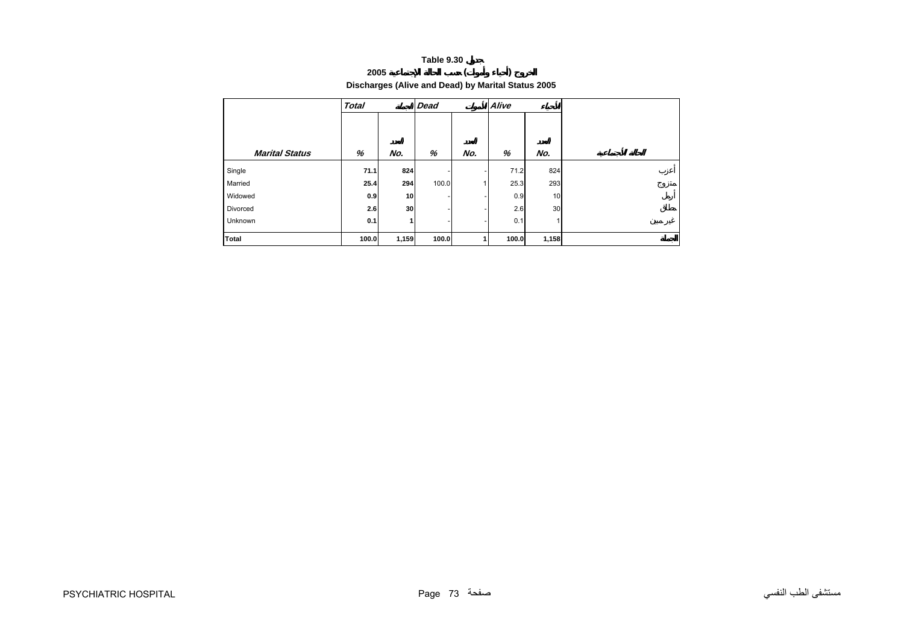# Table 9.30 جدول

## 2005 الخروج (أحياء وأموات) حسب الحالة الإجتماعية

## Discharges (Alive and Dead) by Marital Status 2005

| | Total | الجملة | Dead | الأموات | Alive | الأحياء | |
|---|---|---|---|---|---|---|---|
| Marital Status | % | No. العدد | % | No. العدد | % | No. العدد | الحالة الأجتماعية |
| Single | 71.1 | 824 | - | - | 71.2 | 824 | أعزب |
| Married | 25.4 | 294 | 100.0 | 1 | 25.3 | 293 | متزوج |
| Widowed | 0.9 | 10 | - | - | 0.9 | 10 | أرمل |
| Divorced | 2.6 | 30 | - | - | 2.6 | 30 | مطلق |
| Unknown | 0.1 | 1 | - | - | 0.1 | 1 | غير مبين |
| Total | 100.0 | 1,159 | 100.0 | 1 | 100.0 | 1,158 | الجملة |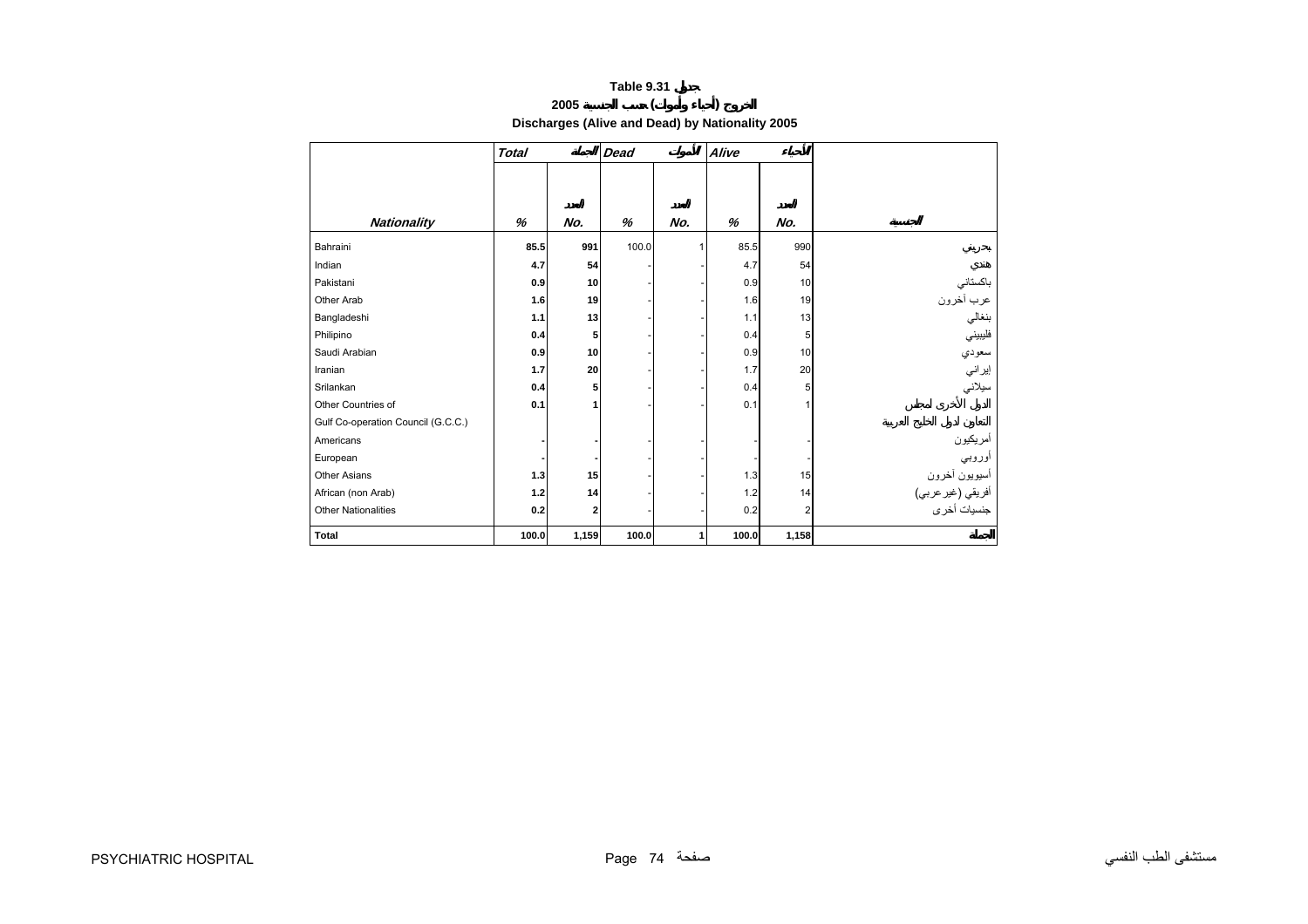**Table 9.31 جدول**

**2005 الخروج (أحياء وأموات) حسب الجنسية**

**Discharges (Alive and Dead) by Nationality 2005**

| | Total الجملة | | Dead الأموات | | Alive الأحياء | | |
|---|---|---|---|---|---|---|---|
| Nationality | % | No. العدد | % | No. العدد | % | No. العدد | الجنسية |
| Bahraini | 85.5 | 991 | 100.0 | 1 | 85.5 | 990 | بحريني |
| Indian | 4.7 | 54 | - | - | 4.7 | 54 | هندي |
| Pakistani | 0.9 | 10 | - | - | 0.9 | 10 | باكستاني |
| Other Arab | 1.6 | 19 | - | - | 1.6 | 19 | عرب آخرون |
| Bangladeshi | 1.1 | 13 | - | - | 1.1 | 13 | بنغالي |
| Philipino | 0.4 | 5 | - | - | 0.4 | 5 | فليبيني |
| Saudi Arabian | 0.9 | 10 | - | - | 0.9 | 10 | سعودي |
| Iranian | 1.7 | 20 | - | - | 1.7 | 20 | إيراني |
| Srilankan | 0.4 | 5 | - | - | 0.4 | 5 | سيلاني |
| Other Countries of Gulf Co-operation Council (G.C.C.) | 0.1 | 1 | - | - | 0.1 | 1 | الدول الأخرى لمجلس التعاون لدول الخليج العربية |
| Americans | - | - | - | - | - | - | أمريكيون |
| European | - | - | - | - | - | - | أوروبي |
| Other Asians | 1.3 | 15 | - | - | 1.3 | 15 | أسيويون آخرون |
| African (non Arab) | 1.2 | 14 | - | - | 1.2 | 14 | أفريقي (غيرعربي) |
| Other Nationalities | 0.2 | 2 | - | - | 0.2 | 2 | جنسيات أخرى |
| Total | 100.0 | 1,159 | 100.0 | 1 | 100.0 | 1,158 | الجملة |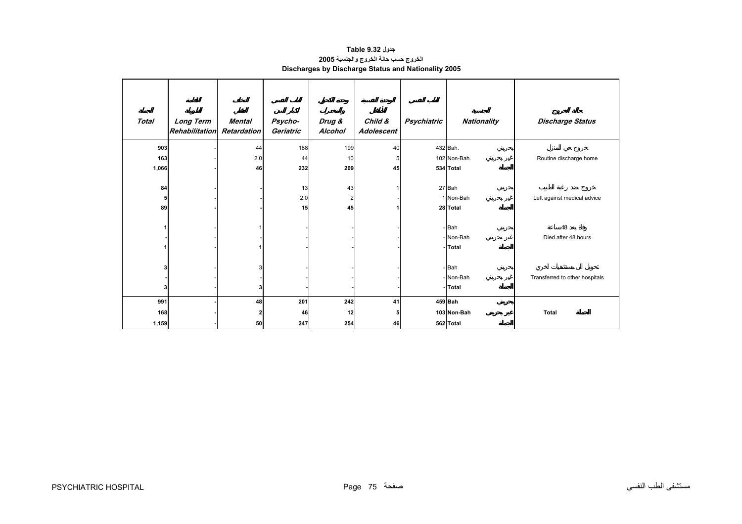# Table 9.32 جدول

## الخروج حسب حالة الخروج والجنسية 2005

## Discharges by Discharge Status and Nationality 2005

| الجملة Total | القائمة الطويلة Long Term Rehabilitation | التخلف العقلي Mental Retardation | الطب النفسي لكبار السن Psycho-Geriatric | وحدة التحكم والمخدرات Drug & Alcohol | الوحدة النفسية للأطفال Child & Adolescent | الطب النفسي Psychiatric | الجنسية Nationality | | حالة الخروج Discharge Status |
|---|---|---|---|---|---|---|---|---|---|
| 903 | - | 44 | 188 | 199 | 40 | 432 | Bah. | بحريني | خروج حي للمنزل Routine discharge home |
| 163 | - | 2.0 | 44 | 10 | 5 | 102 | Non-Bah. | غير بحريني | |
| **1,066** | **-** | **46** | **232** | **209** | **45** | **534** | **Total** | **الجملة** | |
| **84** | **-** | **-** | 13 | 43 | 1 | 27 | Bah | بحريني | خروج ضد رغبة الطبيب Left against medical advice |
| **5** | **-** | **-** | 2.0 | 2 | - | 1 | Non-Bah | غير بحريني | |
| **89** | **-** | **-** | **15** | **45** | **1** | **28** | **Total** | **الجملة** | |
| **1** | - | 1 | - | - | - | - | Bah | بحريني | وفاة بعد 48ساعة Died after 48 hours |
| **-** | - | - | - | - | - | - | Non-Bah | غير بحريني | |
| **1** | **-** | **1** | **-** | **-** | **-** | **-** | **Total** | **الجملة** | |
| **3** | - | 3 | - | - | - | - | Bah | بحريني | تحويل الى مستشفيات اخري Transferred to other hospitals |
| **-** | - | - | - | - | - | - | Non-Bah | غير بحريني | |
| **3** | **-** | **3** | **-** | **-** | **-** | **-** | **Total** | **الجملة** | |
| **991** | **-** | **48** | **201** | **242** | **41** | **459** | **Bah** | **بحريني** | **Total الجملة** |
| **168** | **-** | **2** | **46** | **12** | **5** | **103** | **Non-Bah** | **غير بحريني** | |
| **1,159** | **-** | **50** | **247** | **254** | **46** | **562** | **Total** | **الجملة** | |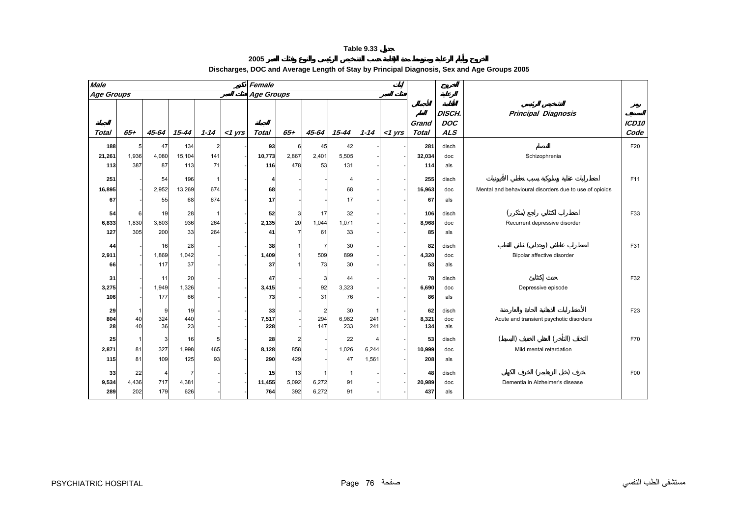# Table 9.33 جدول

## الخروج وأيام الرعاية ومتوسط مدة الإقامة حسب التشخيص الرئيسي والنوع وفئات العمر 2005

## Discharges, DOC and Average Length of Stay by Principal Diagnosis, Sex and Age Groups 2005

| Male ذكور | | | | | | Female إناث | | | | | | | الخروج والرعاية | | |
|---|---|---|---|---|---|---|---|---|---|---|---|---|---|---|---|
| Age Groups فئات العمر | | | | | | Age Groups فئات العمر | | | | | | | | | |
| الجملة Total | 65+ | 45-64 | 15-44 | 1-14 | <1 yrs | الجملة Total | 65+ | 45-64 | 15-44 | 1-14 | <1 yrs | الجملة الكلية Grand Total | DISCH. DOC ALS | التشخيص الرئيسي Principal Diagnosis | رمز التصنيف ICD10 Code |
| 188 | 5 | 47 | 134 | 2 | - | 93 | 6 | 45 | 42 | - | - | 281 | disch | الفصام | F20 |
| 21,261 | 1,936 | 4,080 | 15,104 | 141 | - | 10,773 | 2,867 | 2,401 | 5,505 | - | - | 32,034 | doc | Schizophrenia | |
| 113 | 387 | 87 | 113 | 71 | - | 116 | 478 | 53 | 131 | - | - | 114 | als | | |
| 251 | - | 54 | 196 | 1 | - | 4 | - | - | 4 | - | - | 255 | disch | اضطرابات عقلية وسلوكية بسبب تعاطي الأفيونيات | F11 |
| 16,895 | - | 2,952 | 13,269 | 674 | - | 68 | - | - | 68 | - | - | 16,963 | doc | Mental and behavioural disorders due to use of opioids | |
| 67 | - | 55 | 68 | 674 | - | 17 | - | - | 17 | - | - | 67 | als | | |
| 54 | 6 | 19 | 28 | 1 | - | 52 | 3 | 17 | 32 | - | - | 106 | disch | اضطراب اكتئابي راجع (متكرر) | F33 |
| 6,833 | 1,830 | 3,803 | 936 | 264 | - | 2,135 | 20 | 1,044 | 1,071 | - | - | 8,968 | doc | Recurrent depressive disorder | |
| 127 | 305 | 200 | 33 | 264 | - | 41 | 7 | 61 | 33 | - | - | 85 | als | | |
| 44 | - | 16 | 28 | - | - | 38 | 1 | 7 | 30 | - | - | 82 | disch | اضطراب عاطفي (وجداني) ثنائي القطب | F31 |
| 2,911 | - | 1,869 | 1,042 | - | - | 1,409 | 1 | 509 | 899 | - | - | 4,320 | doc | Bipolar affective disorder | |
| 66 | - | 117 | 37 | - | - | 37 | 1 | 73 | 30 | - | - | 53 | als | | |
| 31 | - | 11 | 20 | - | - | 47 | - | 3 | 44 | - | - | 78 | disch | حدث إكتئابي | F32 |
| 3,275 | - | 1,949 | 1,326 | - | - | 3,415 | - | 92 | 3,323 | - | - | 6,690 | doc | Depressive episode | |
| 106 | - | 177 | 66 | - | - | 73 | - | 31 | 76 | - | - | 86 | als | | |
| 29 | 1 | 9 | 19 | - | - | 33 | - | 2 | 30 | 1 | - | 62 | disch | الأضطرابات الذهانية الحادة والعارضة | F23 |
| 804 | 40 | 324 | 440 | - | - | 7,517 | - | 294 | 6,982 | 241 | - | 8,321 | doc | Acute and transient psychotic disorders | |
| 28 | 40 | 36 | 23 | - | - | 228 | - | 147 | 233 | 241 | - | 134 | als | | |
| 25 | 1 | 3 | 16 | 5 | - | 28 | 2 | - | 22 | 4 | - | 53 | disch | التخلف (التأخر) العقلي الخفيف (البسيط) | F70 |
| 2,871 | 81 | 327 | 1,998 | 465 | - | 8,128 | 858 | - | 1,026 | 6,244 | - | 10,999 | doc | Mild mental retardation | |
| 115 | 81 | 109 | 125 | 93 | - | 290 | 429 | - | 47 | 1,561 | - | 208 | als | | |
| 33 | 22 | 4 | 7 | - | - | 15 | 13 | 1 | 1 | - | - | 48 | disch | خرف في (خبل الزهايمر) الخرف الكهلي | F00 |
| 9,534 | 4,436 | 717 | 4,381 | - | - | 11,455 | 5,092 | 6,272 | 91 | - | - | 20,989 | doc | Dementia in Alzheimer's disease | |
| 289 | 202 | 179 | 626 | - | - | 764 | 392 | 6,272 | 91 | - | - | 437 | als | | |

PSYCHIATRIC HOSPITAL مستشفى الطب النفسي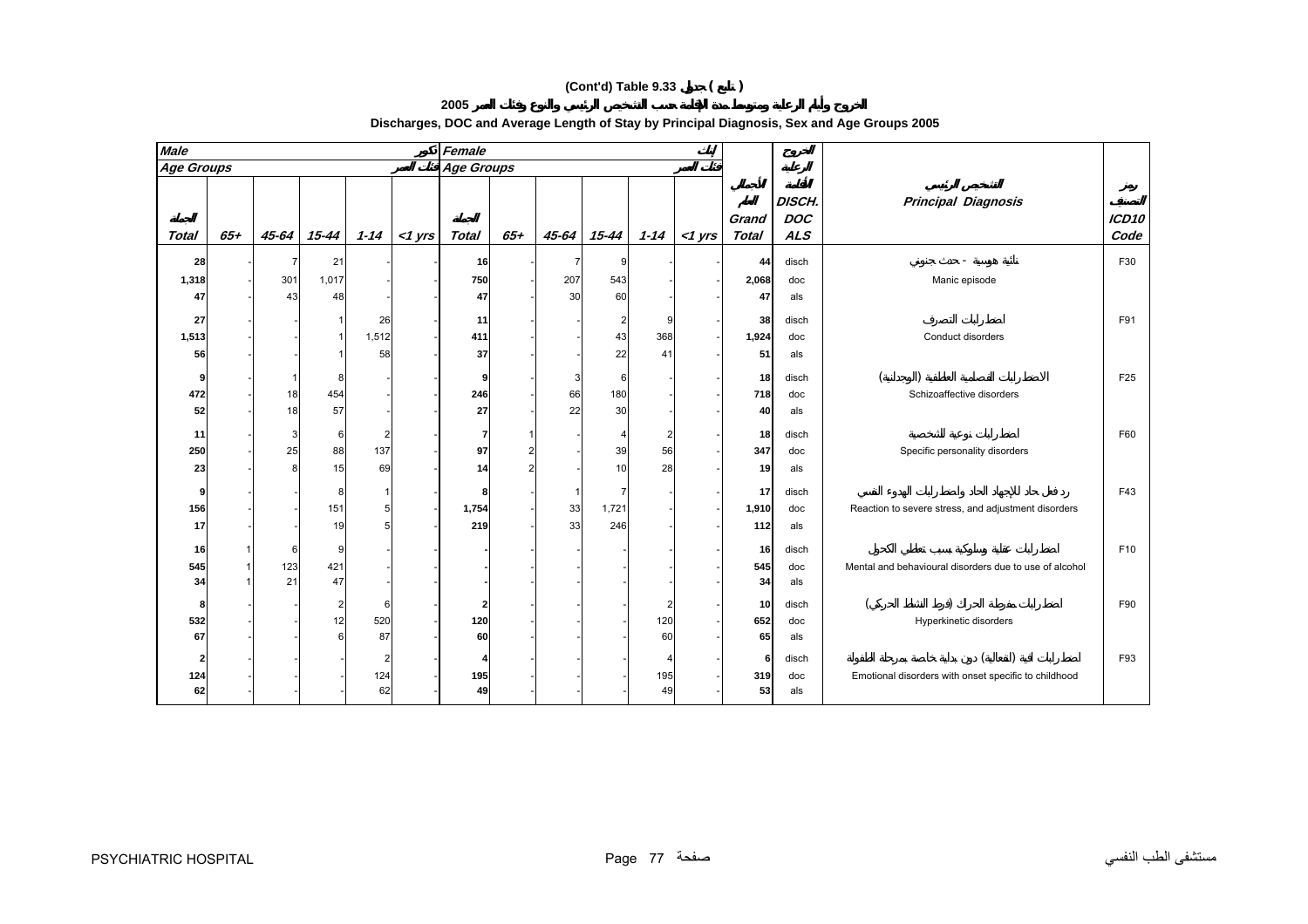# (Cont'd) Table 9.33 جدول ( تابع )

## الخروج وأيام الرعاية ومتوسط مدة الإقامة حسب التشخيص الرئيسي والنوع وفئات العمر 2005

## Discharges, DOC and Average Length of Stay by Principal Diagnosis, Sex and Age Groups 2005

| Male ذكور | | | | | | Female إناث | | | | | | | | | |
|---|---|---|---|---|---|---|---|---|---|---|---|---|---|---|---|
| Age Groups فئات العمر | | | | | | Age Groups فئات العمر | | | | | | | | | |
| الجملة Total | 65+ | 45-64 | 15-44 | 1-14 | <1 yrs | الجملة Total | 65+ | 45-64 | 15-44 | 1-14 | <1 yrs | الإجمالي العام Grand Total | الخروج أيام الرعاية المتوسط DISCH. DOC ALS | التشخيص الرئيسي Principal Diagnosis | رمز التصنيف ICD10 Code |
| 28 | - | 7 | 21 | - | - | 16 | - | 7 | 9 | - | - | 44 | disch | نوبة هوسية - حدث جنوني | F30 |
| 1,318 | - | 301 | 1,017 | - | - | 750 | - | 207 | 543 | - | - | 2,068 | doc | Manic episode | |
| 47 | - | 43 | 48 | - | - | 47 | - | 30 | 60 | - | - | 47 | als | | |
| 27 | - | - | 1 | 26 | - | 11 | - | - | 2 | 9 | - | 38 | disch | اضطرابات التصرف | F91 |
| 1,513 | - | - | 1 | 1,512 | - | 411 | - | - | 43 | 368 | - | 1,924 | doc | Conduct disorders | |
| 56 | - | - | 1 | 58 | - | 37 | - | - | 22 | 41 | - | 51 | als | | |
| 9 | - | 1 | 8 | - | - | 9 | - | 3 | 6 | - | - | 18 | disch | الاضطرابات الفصامية العاطفية (الوجدانية) | F25 |
| 472 | - | 18 | 454 | - | - | 246 | - | 66 | 180 | - | - | 718 | doc | Schizoaffective disorders | |
| 52 | - | 18 | 57 | - | - | 27 | - | 22 | 30 | - | - | 40 | als | | |
| 11 | - | 3 | 6 | 2 | - | 7 | 1 | - | 4 | 2 | - | 18 | disch | اضطرابات نوعية للشخصية | F60 |
| 250 | - | 25 | 88 | 137 | - | 97 | 2 | - | 39 | 56 | - | 347 | doc | Specific personality disorders | |
| 23 | - | 8 | 15 | 69 | - | 14 | 2 | - | 10 | 28 | - | 19 | als | | |
| 9 | - | - | 8 | 1 | - | 8 | - | 1 | 7 | - | - | 17 | disch | رد فعل حاد للإجهاد الحاد واضطرابات الهدوء النفسي | F43 |
| 156 | - | - | 151 | 5 | - | 1,754 | - | 33 | 1,721 | - | - | 1,910 | doc | Reaction to severe stress, and adjustment disorders | |
| 17 | - | - | 19 | 5 | - | 219 | - | 33 | 246 | - | - | 112 | als | | |
| 16 | 1 | 6 | 9 | - | - | - | - | - | - | - | - | 16 | disch | اضطرابات عقلية وسلوكية بسبب تعاطي الكحول | F10 |
| 545 | 1 | 123 | 421 | - | - | - | - | - | - | - | - | 545 | doc | Mental and behavioural disorders due to use of alcohol | |
| 34 | 1 | 21 | 47 | - | - | - | - | - | - | - | - | 34 | als | | |
| 8 | - | - | 2 | 6 | - | 2 | - | - | - | 2 | - | 10 | disch | اضطرابات مفرطة الحراك (فرط النشاط الحركي) | F90 |
| 532 | - | - | 12 | 520 | - | 120 | - | - | - | 120 | - | 652 | doc | Hyperkinetic disorders | |
| 67 | - | - | 6 | 87 | - | 60 | - | - | - | 60 | - | 65 | als | | |
| 2 | - | - | - | 2 | - | 4 | - | - | - | 4 | - | 6 | disch | اضطرابات انفعالية (انفعالية) ذات بداية خاصة بمرحلة الطفولة | F93 |
| 124 | - | - | - | 124 | - | 195 | - | - | - | 195 | - | 319 | doc | Emotional disorders with onset specific to childhood | |
| 62 | - | - | - | 62 | - | 49 | - | - | - | 49 | - | 53 | als | | |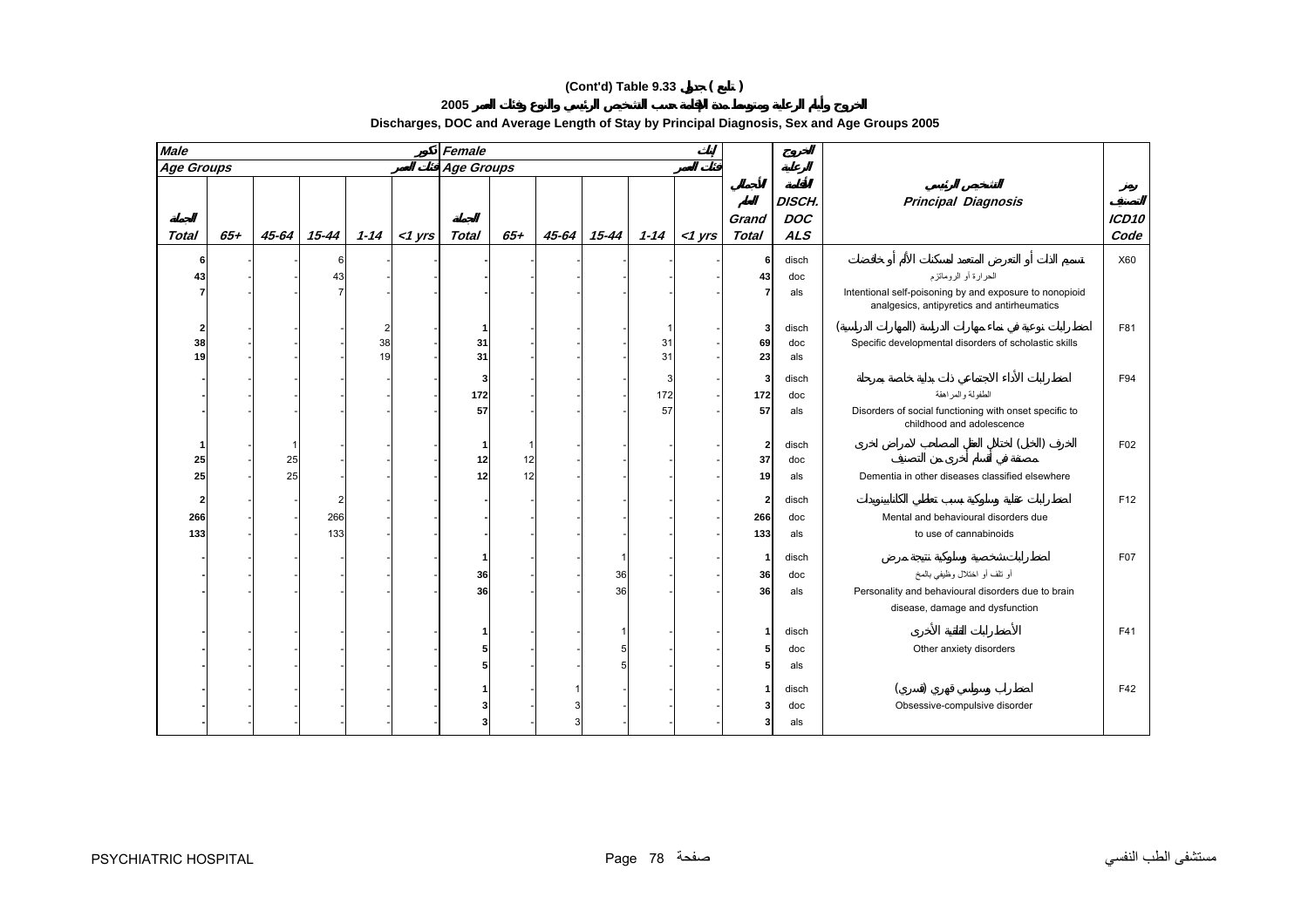# (Cont'd) Table 9.33 جدول ( تابع )

## الخروج وأيام الرعاية ومتوسط مدة الإقامة حسب التشخيص الرئيسي والنوع وفئات العمر 2005

## Discharges, DOC and Average Length of Stay by Principal Diagnosis, Sex and Age Groups 2005

| Male ذكور | | | | | | Female إناث | | | | | | | | | | |
|---|---|---|---|---|---|---|---|---|---|---|---|---|---|---|---|---|
| Age Groups فئات العمر | | | | | | Age Groups فئات العمر | | | | | | | | | | |
| الجملة Total | 65+ | 45-64 | 15-44 | 1-14 | <1 yrs | الجملة Total | 65+ | 45-64 | 15-44 | 1-14 | <1 yrs | الجملة الكلي Grand Total | الخروج أيام الرعاية المتوسط DISCH. DOC ALS | | التشخيص الرئيسي Principal Diagnosis | رمز التصنيف ICD10 Code |
| 6 | - | - | 6 | - | - | - | - | - | - | - | - | 6 | disch | | تسمم الذات أو التعرض المتعمد لمسكنات الألم أو خافضات | X60 |
| 43 | - | - | 43 | - | - | - | - | - | - | - | - | 43 | doc | | الحرارة أو الروماتزم | |
| 7 | - | - | 7 | - | - | - | - | - | - | - | - | 7 | als | | Intentional self-poisoning by and exposure to nonopioid analgesics, antipyretics and antirheumatics | |
| 2 | - | - | - | 2 | - | 1 | - | - | - | 1 | - | 3 | disch | | اضطرابات نوعية في نماء مهارات الدراسة (المهارات الدراسية) | F81 |
| 38 | - | - | - | 38 | - | 31 | - | - | - | 31 | - | 69 | doc | | Specific developmental disorders of scholastic skills | |
| 19 | - | - | - | 19 | - | 31 | - | - | - | 31 | - | 23 | als | | | |
| - | - | - | - | - | - | 3 | - | - | - | 3 | - | 3 | disch | | اضطرابات الأداء الاجتماعي ذات بداية خاصة بمرحلة | F94 |
| - | - | - | - | - | - | 172 | - | - | - | 172 | - | 172 | doc | | الطفولة والمراهقة | |
| - | - | - | - | - | - | 57 | - | - | - | 57 | - | 57 | als | | Disorders of social functioning with onset specific to childhood and adolescence | |
| 1 | - | 1 | - | - | - | 1 | 1 | - | - | - | - | 2 | disch | | الخرف (الخبل) لاختلال العقل المصاحب لأمراض أخرى | F02 |
| 25 | - | 25 | - | - | - | 12 | 12 | - | - | - | - | 37 | doc | | مصنفة في أقسام أخرى من التصنيف | |
| 25 | - | 25 | - | - | - | 12 | 12 | - | - | - | - | 19 | als | | Dementia in other diseases classified elsewhere | |
| 2 | - | - | 2 | - | - | - | - | - | - | - | - | 2 | disch | | اضطرابات عقلية وسلوكية بسبب تعاطي الكانابينويدات | F12 |
| 266 | - | - | 266 | - | - | - | - | - | - | - | - | 266 | doc | | Mental and behavioural disorders due | |
| 133 | - | - | 133 | - | - | - | - | - | - | - | - | 133 | als | | to use of cannabinoids | |
| - | - | - | - | - | - | 1 | - | - | 1 | - | - | 1 | disch | | اضطرابات شخصية وسلوكية نتيجة مرض | F07 |
| - | - | - | - | - | - | 36 | - | - | 36 | - | - | 36 | doc | | أو تلف أو اختلال وظيفي بالمخ | |
| - | - | - | - | - | - | 36 | - | - | 36 | - | - | 36 | als | | Personality and behavioural disorders due to brain disease, damage and dysfunction | |
| - | - | - | - | - | - | 1 | - | - | 1 | - | - | 1 | disch | | الأضطرابات القلقية الأخرى | F41 |
| - | - | - | - | - | - | 5 | - | - | 5 | - | - | 5 | doc | | Other anxiety disorders | |
| - | - | - | - | - | - | 5 | - | - | 5 | - | - | 5 | als | | | |
| - | - | - | - | - | - | 1 | - | 1 | - | - | - | 1 | disch | | اضطراب وسواسي قهري (قسري) | F42 |
| - | - | - | - | - | - | 3 | - | 3 | - | - | - | 3 | doc | | Obsessive-compulsive disorder | |
| - | - | - | - | - | - | 3 | - | 3 | - | - | - | 3 | als | | | |

PSYCHIATRIC HOSPITAL مستشفى الطب النفسي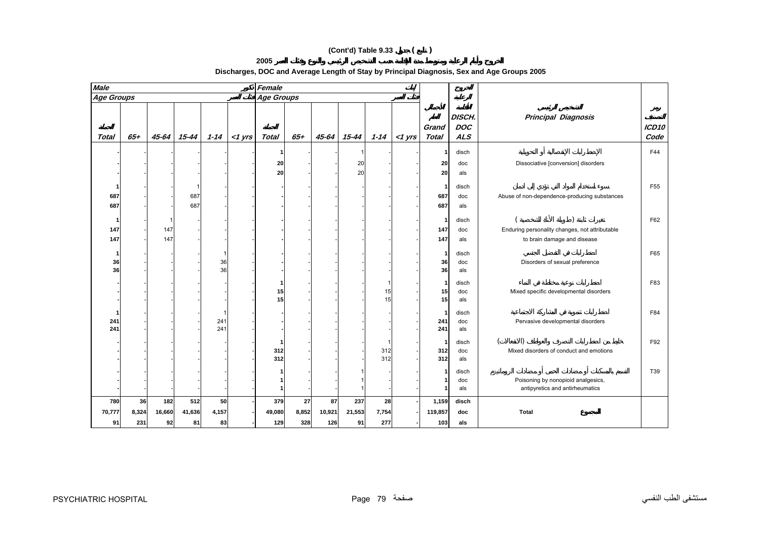**(Cont'd) Table 9.33 جدول ( تابع )**

**الخروج وأيام الرعاية ومتوسط مدة الإقامة حسب التشخيص الرئيسي والنوع وفئات العمر 2005**

**Discharges, DOC and Average Length of Stay by Principal Diagnosis, Sex and Age Groups 2005**

| Male ذكور | | | | | | Female إناث | | | | | | | | | |
|---|---|---|---|---|---|---|---|---|---|---|---|---|---|---|---|
| Age Groups فئات العمر | | | | | | Age Groups فئات العمر | | | | | | | | | |
| Total الجملة | 65+ | 45-64 | 15-44 | 1-14 | <1 yrs | Total الجملة | 65+ | 45-64 | 15-44 | 1-14 | <1 yrs | Grand Total الجملة الكلية | DISCH. DOC ALS الخروج أيام الرعاية الإقامة | Principal Diagnosis التشخيص الرئيسي | ICD10 Code رمز التصنيف |
| - | - | - | - | - | - | 1 | - | - | 1 | - | - | 1 | disch | الإضطرابات الإنفصالية أو التحويلية | F44 |
| - | - | - | - | - | - | 20 | - | - | 20 | - | - | 20 | doc | Dissociative [conversion] disorders | |
| - | - | - | - | - | - | 20 | - | - | 20 | - | - | 20 | als | | |
| 1 | - | - | 1 | - | - | - | - | - | - | - | - | 1 | disch | سوء استخدام المواد التي تؤدي إلى إدمان | F55 |
| 687 | - | - | 687 | - | - | - | - | - | - | - | - | 687 | doc | Abuse of non-dependence-producing substances | |
| 687 | - | - | 687 | - | - | - | - | - | - | - | - | 687 | als | | |
| 1 | - | 1 | - | - | - | - | - | - | - | - | - | 1 | disch | تغيرات ثابتة (طويلة الأمد) للشخصية | F62 |
| 147 | - | 147 | - | - | - | - | - | - | - | - | - | 147 | doc | Enduring personality changes, not attributable | |
| 147 | - | 147 | - | - | - | - | - | - | - | - | - | 147 | als | to brain damage and disease | |
| 1 | - | - | - | 1 | - | - | - | - | - | - | - | 1 | disch | اضطرابات في التفضيل الجنسي | F65 |
| 36 | - | - | - | 36 | - | - | - | - | - | - | - | 36 | doc | Disorders of sexual preference | |
| 36 | - | - | - | 36 | - | - | - | - | - | - | - | 36 | als | | |
| - | - | - | - | - | - | 1 | - | - | - | 1 | - | 1 | disch | اضطرابات نوعية مختلطة في النماء | F83 |
| - | - | - | - | - | - | 15 | - | - | - | 15 | - | 15 | doc | Mixed specific developmental disorders | |
| - | - | - | - | - | - | 15 | - | - | - | 15 | - | 15 | als | | |
| 1 | - | - | - | 1 | - | - | - | - | - | - | - | 1 | disch | اضطرابات تنموية في المشاركة الاجتماعية | F84 |
| 241 | - | - | - | 241 | - | - | - | - | - | - | - | 241 | doc | Pervasive developmental disorders | |
| 241 | - | - | - | 241 | - | - | - | - | - | - | - | 241 | als | | |
| - | - | - | - | - | - | 1 | - | - | - | 1 | - | 1 | disch | خليط من اضطرابات التصرف والعواطف (الانفعالات) | F92 |
| - | - | - | - | - | - | 312 | - | - | - | 312 | - | 312 | doc | Mixed disorders of conduct and emotions | |
| - | - | - | - | - | - | 312 | - | - | - | 312 | - | 312 | als | | |
| - | - | - | - | - | - | 1 | - | - | 1 | - | - | 1 | disch | التسمم بالمسكنات أو مضادات الحمى أو مضادات الروماتيزم | T39 |
| - | - | - | - | - | - | 1 | - | - | 1 | - | - | 1 | doc | Poisoning by nonopioid analgesics, | |
| - | - | - | - | - | - | 1 | - | - | 1 | - | - | 1 | als | antipyretics and antirheumatics | |
| 780 | 36 | 182 | 512 | 50 | - | 379 | 27 | 87 | 237 | 28 | - | 1,159 | disch | | |
| 70,777 | 8,324 | 16,660 | 41,636 | 4,157 | - | 49,080 | 8,852 | 10,921 | 21,553 | 7,754 | - | 119,857 | doc | Total المجموع | |
| 91 | 231 | 92 | 81 | 83 | - | 129 | 328 | 126 | 91 | 277 | - | 103 | als | | |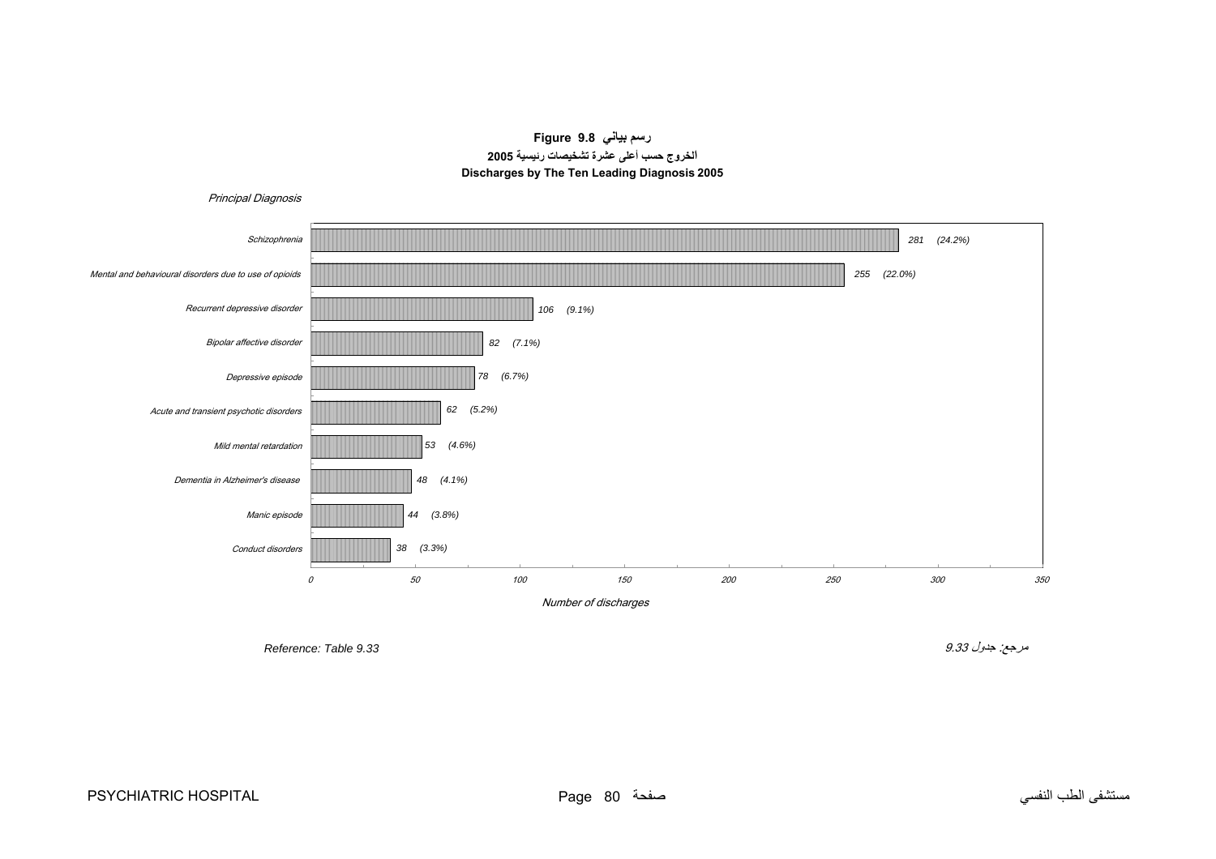**Figure 9.8 رسم بياني**

**الخروج حسب أعلى عشرة تشخيصات رئيسية 2005**

**Discharges by The Ten Leading Diagnosis 2005**

| Principal Diagnosis | Number of discharges | % |
|---|---|---|
| Schizophrenia | 281 | (24.2%) |
| Mental and behavioural disorders due to use of opioids | 255 | (22.0%) |
| Recurrent depressive disorder | 106 | (9.1%) |
| Bipolar affective disorder | 82 | (7.1%) |
| Depressive episode | 78 | (6.7%) |
| Acute and transient psychotic disorders | 62 | (5.2%) |
| Mild mental retardation | 53 | (4.6%) |
| Dementia in Alzheimer's disease | 48 | (4.1%) |
| Manic episode | 44 | (3.8%) |
| Conduct disorders | 38 | (3.3%) |

*Reference: Table 9.33*

*مرجع: جدول 9.33*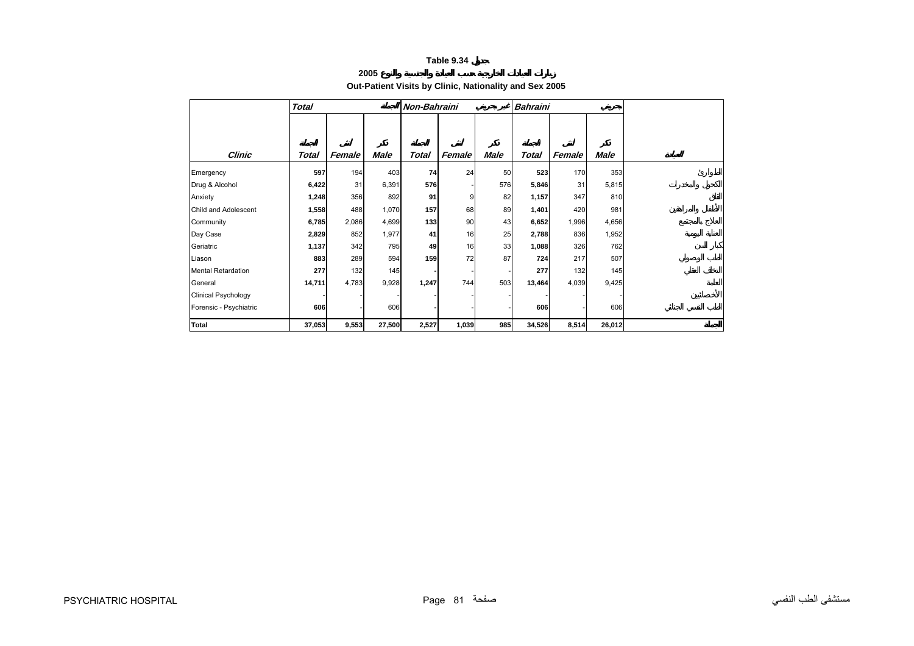# Table 9.34 جدول

## زيارات العيادات الخارجية حسب العيادة والجنسية والنوع 2005

## Out-Patient Visits by Clinic, Nationality and Sex 2005

| | Total | | الجملة | Non-Bahraini | | غير بحريني | Bahraini | | بحريني | |
|---|---|---|---|---|---|---|---|---|---|---|
| | الجملة | أنثى | ذكر | الجملة | أنثى | ذكر | الجملة | أنثى | ذكر | |
| **Clinic** | **Total** | **Female** | **Male** | **Total** | **Female** | **Male** | **Total** | **Female** | **Male** | **العيادة** |
| Emergency | **597** | 194 | 403 | **74** | 24 | 50 | **523** | 170 | 353 | الطوارئ |
| Drug & Alcohol | **6,422** | 31 | 6,391 | **576** | - | 576 | **5,846** | 31 | 5,815 | الكحول والمخدرات |
| Anxiety | **1,248** | 356 | 892 | **91** | 9 | 82 | **1,157** | 347 | 810 | القلق |
| Child and Adolescent | **1,558** | 488 | 1,070 | **157** | 68 | 89 | **1,401** | 420 | 981 | الأطفال والمراهقين |
| Community | **6,785** | 2,086 | 4,699 | **133** | 90 | 43 | **6,652** | 1,996 | 4,656 | العلاج بالمجتمع |
| Day Case | **2,829** | 852 | 1,977 | **41** | 16 | 25 | **2,788** | 836 | 1,952 | العناية اليومية |
| Geriatric | **1,137** | 342 | 795 | **49** | 16 | 33 | **1,088** | 326 | 762 | كبار السن |
| Liason | **883** | 289 | 594 | **159** | 72 | 87 | **724** | 217 | 507 | الطب الوصولي |
| Mental Retardation | **277** | 132 | 145 | **-** | - | - | **277** | 132 | 145 | التخلف العقلي |
| General | **14,711** | 4,783 | 9,928 | **1,247** | 744 | 503 | **13,464** | 4,039 | 9,425 | العامة |
| Clinical Psychology | **-** | - | - | **-** | - | - | **-** | - | - | الأخصائيين |
| Forensic - Psychiatric | **606** | - | 606 | **-** | - | - | **606** | - | 606 | الطب النفسي الجنائي |
| **Total** | **37,053** | **9,553** | **27,500** | **2,527** | **1,039** | **985** | **34,526** | **8,514** | **26,012** | **الجملة** |